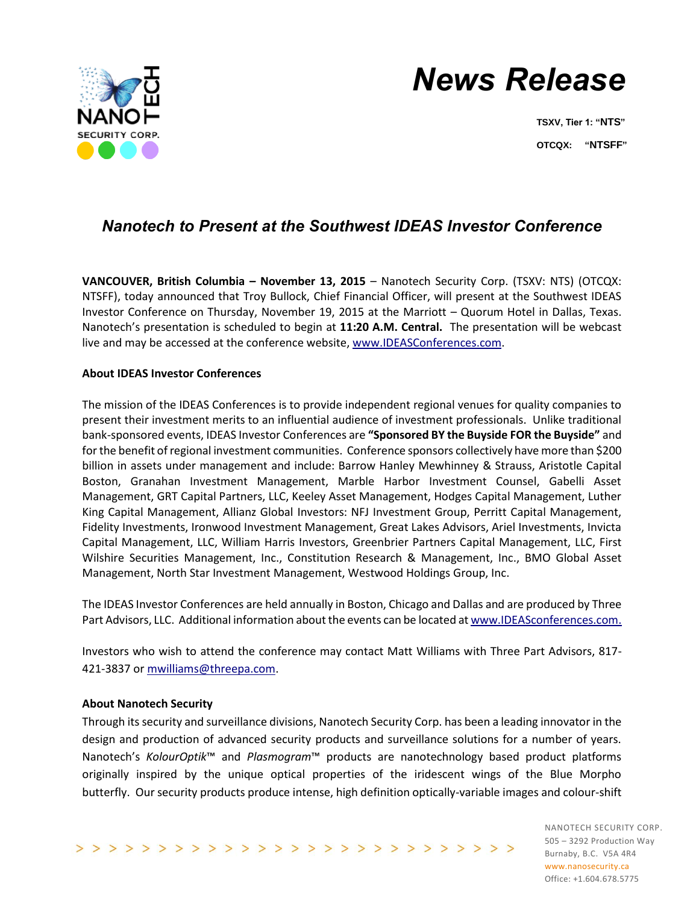# News Release

**TSXV, Tier 1: "NTS"**

**OTCQX: "NTSFF"**

## *Nanotech to Present at the Southwest IDEAS Investor Conference*

**VANCOUVER, British Columbia – November 13, 2015** – Nanotech Security Corp. (TSXV: NTS) (OTCQX: NTSFF), today announced that Troy Bullock, Chief Financial Officer, will present at the Southwest IDEAS Investor Conference on Thursday, November 19, 2015 at the Marriott – Quorum Hotel in Dallas, Texas. Nanotech's presentation is scheduled to begin at **11:20 A.M. Central.** The presentation will be webcast live and may be accessed at the conference website, www.IDEASConferences.com.

**About IDEAS Investor Conferences**

The mission of the IDEAS Conferences is to provide independent regional venues for quality companies to present their investment merits to an influential audience of investment professionals. Unlike traditional bank-sponsored events, IDEAS Investor Conferences are **"Sponsored BY the Buyside FOR the Buyside"** and for the benefit of regional investment communities. Conference sponsors collectively have more than $200 billion in assets under management and include: Barrow Hanley Mewhinney & Strauss, Aristotle Capital Boston, Granahan Investment Management, Marble Harbor Investment Counsel, Gabelli Asset Management, GRT Capital Partners, LLC, Keeley Asset Management, Hodges Capital Management, Luther King Capital Management, Allianz Global Investors: NFJ Investment Group, Perritt Capital Management, Fidelity Investments, Ironwood Investment Management, Great Lakes Advisors, Ariel Investments, Invicta Capital Management, LLC, William Harris Investors, Greenbrier Partners Capital Management, LLC, First Wilshire Securities Management, Inc., Constitution Research & Management, Inc., BMO Global Asset Management, North Star Investment Management, Westwood Holdings Group, Inc.

The IDEAS Investor Conferences are held annually in Boston, Chicago and Dallas and are produced by Three Part Advisors, LLC. Additional information about the events can be located at www.IDEASconferences.com.

Investors who wish to attend the conference may contact Matt Williams with Three Part Advisors, 817-421-3837 or mwilliams@threepa.com.

**About Nanotech Security**

Through its security and surveillance divisions, Nanotech Security Corp. has been a leading innovator in the design and production of advanced security products and surveillance solutions for a number of years. Nanotech's *KolourOptik*™ and *Plasmogram*™ products are nanotechnology based product platforms originally inspired by the unique optical properties of the iridescent wings of the Blue Morpho butterfly. Our security products produce intense, high definition optically-variable images and colour-shift

NANOTECH SECURITY CORP.
505 – 3292 Production Way
Burnaby, B.C. V5A 4R4
www.nanosecurity.ca
Office: +1.604.678.5775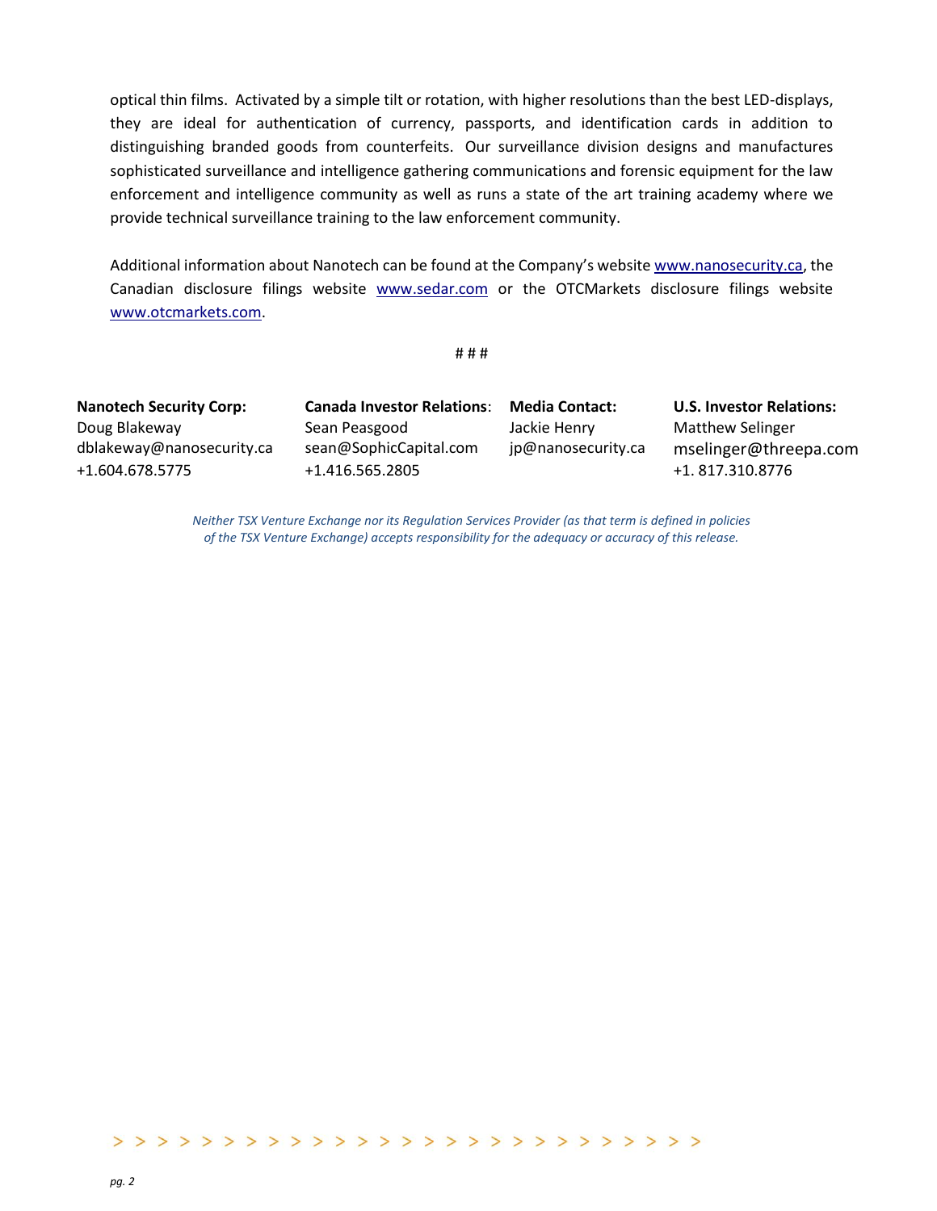optical thin films. Activated by a simple tilt or rotation, with higher resolutions than the best LED-displays, they are ideal for authentication of currency, passports, and identification cards in addition to distinguishing branded goods from counterfeits. Our surveillance division designs and manufactures sophisticated surveillance and intelligence gathering communications and forensic equipment for the law enforcement and intelligence community as well as runs a state of the art training academy where we provide technical surveillance training to the law enforcement community.

Additional information about Nanotech can be found at the Company's website www.nanosecurity.ca, the Canadian disclosure filings website www.sedar.com or the OTCMarkets disclosure filings website www.otcmarkets.com.

# # #

| **Nanotech Security Corp:** | **Canada Investor Relations**: | **Media Contact:** | **U.S. Investor Relations:** |
|---|---|---|---|
| Doug Blakeway | Sean Peasgood | Jackie Henry | Matthew Selinger |
| dblakeway@nanosecurity.ca | sean@SophicCapital.com | jp@nanosecurity.ca | mselinger@threepa.com |
| +1.604.678.5775 | +1.416.565.2805 | | +1. 817.310.8776 |

*Neither TSX Venture Exchange nor its Regulation Services Provider (as that term is defined in policies of the TSX Venture Exchange) accepts responsibility for the adequacy or accuracy of this release.*